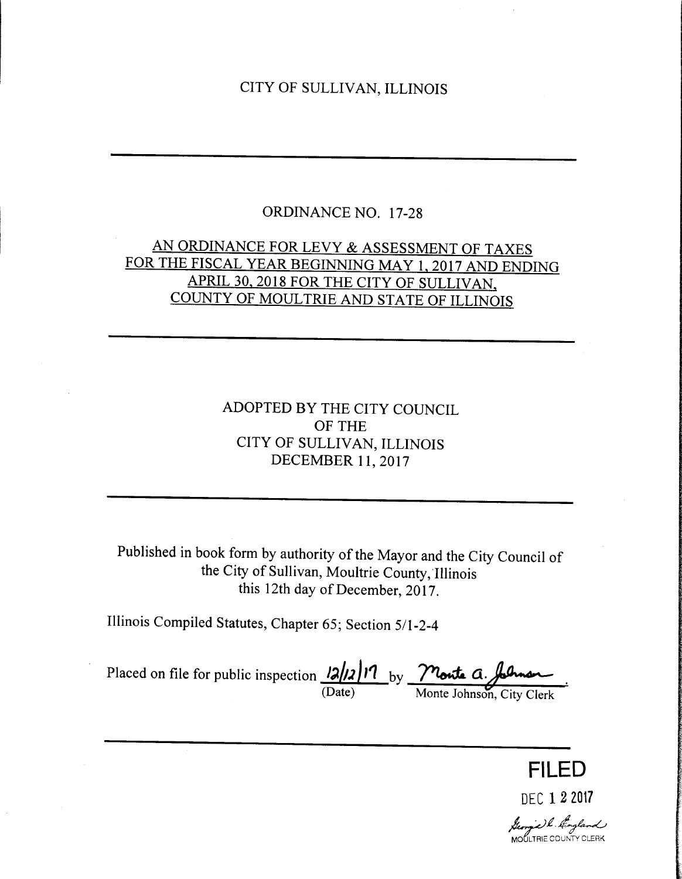# CITY OF SULLIVAN, ILLINOIS

---

## ORDINANCE NO. 17-28

**AN ORDINANCE FOR LEVY & ASSESSMENT OF TAXES FOR THE FISCAL YEAR BEGINNING MAY 1, 2017 AND ENDING APRIL 30, 2018 FOR THE CITY OF SULLIVAN, COUNTY OF MOULTRIE AND STATE OF ILLINOIS**

---

ADOPTED BY THE CITY COUNCIL
OF THE
CITY OF SULLIVAN, ILLINOIS
DECEMBER 11, 2017

---

Published in book form by authority of the Mayor and the City Council of the City of Sullivan, Moultrie County, Illinois this 12th day of December, 2017.

Illinois Compiled Statutes, Chapter 65; Section 5/1-2-4

Placed on file for public inspection 12/12/17 by Monte A. Johnson
(Date) Monte Johnson, City Clerk

---

FILED
DEC 12 2017
Georgia L. England
MOULTRIE COUNTY CLERK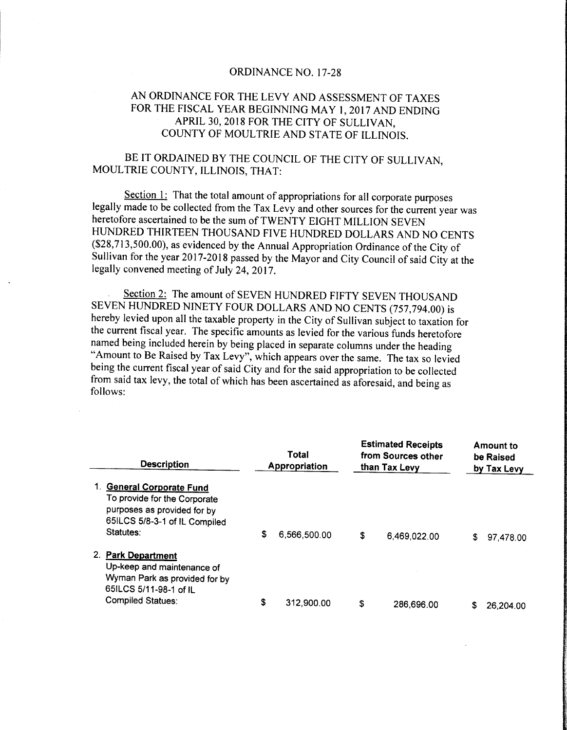ORDINANCE NO. 17-28

AN ORDINANCE FOR THE LEVY AND ASSESSMENT OF TAXES FOR THE FISCAL YEAR BEGINNING MAY 1, 2017 AND ENDING APRIL 30, 2018 FOR THE CITY OF SULLIVAN, COUNTY OF MOULTRIE AND STATE OF ILLINOIS.

BE IT ORDAINED BY THE COUNCIL OF THE CITY OF SULLIVAN, MOULTRIE COUNTY, ILLINOIS, THAT:

Section 1: That the total amount of appropriations for all corporate purposes legally made to be collected from the Tax Levy and other sources for the current year was heretofore ascertained to be the sum of TWENTY EIGHT MILLION SEVEN HUNDRED THIRTEEN THOUSAND FIVE HUNDRED DOLLARS AND NO CENTS ($28,713,500.00), as evidenced by the Annual Appropriation Ordinance of the City of Sullivan for the year 2017-2018 passed by the Mayor and City Council of said City at the legally convened meeting of July 24, 2017.

Section 2: The amount of SEVEN HUNDRED FIFTY SEVEN THOUSAND SEVEN HUNDRED NINETY FOUR DOLLARS AND NO CENTS (757,794.00) is hereby levied upon all the taxable property in the City of Sullivan subject to taxation for the current fiscal year. The specific amounts as levied for the various funds heretofore named being included herein by being placed in separate columns under the heading "Amount to Be Raised by Tax Levy", which appears over the same. The tax so levied being the current fiscal year of said City and for the said appropriation to be collected from said tax levy, the total of which has been ascertained as aforesaid, and being as follows:

| Description | Total Appropriation | Estimated Receipts from Sources other than Tax Levy | Amount to be Raised by Tax Levy |
|---|---|---|---|
| 1. **General Corporate Fund** To provide for the Corporate purposes as provided for by 65ILCS 5/8-3-1 of IL Compiled Statutes: | $ 6,566,500.00 | $ 6,469,022.00 | $ 97,478.00 |
| 2. **Park Department** Up-keep and maintenance of Wyman Park as provided for by 65ILCS 5/11-98-1 of IL Compiled Statues: | $ 312,900.00 | $ 286,696.00 | $ 26,204.00 |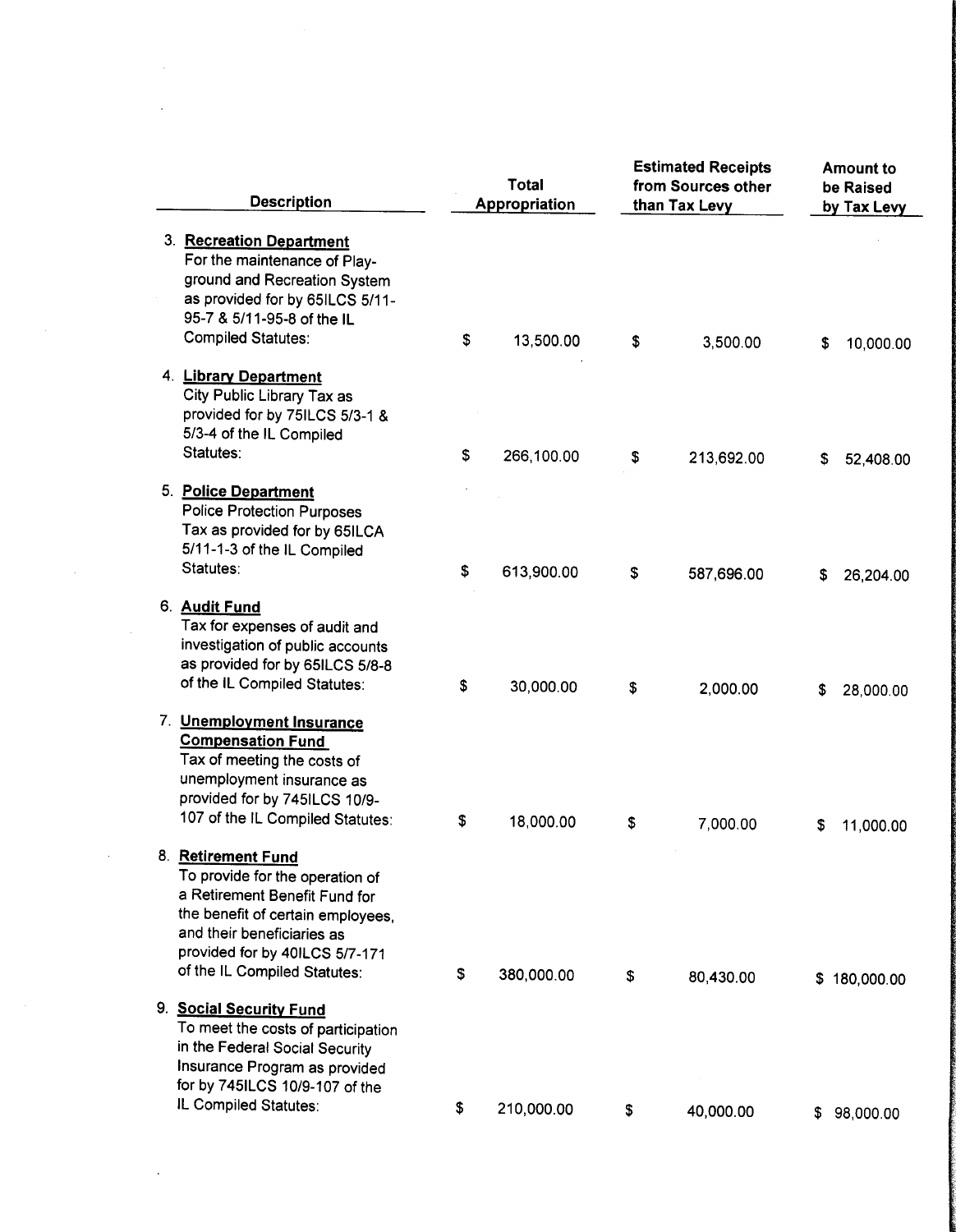| Description | Total Appropriation | Estimated Receipts from Sources other than Tax Levy | Amount to be Raised by Tax Levy |
|---|---|---|---|
| 3. **Recreation Department** For the maintenance of Play-ground and Recreation System as provided for by 65ILCS 5/11-95-7 & 5/11-95-8 of the IL Compiled Statutes: | $ 13,500.00 | $ 3,500.00 | $ 10,000.00 |
| 4. **Library Department** City Public Library Tax as provided for by 75ILCS 5/3-1 & 5/3-4 of the IL Compiled Statutes: | $ 266,100.00 | $ 213,692.00 | $ 52,408.00 |
| 5. **Police Department** Police Protection Purposes Tax as provided for by 65ILCA 5/11-1-3 of the IL Compiled Statutes: | $ 613,900.00 | $ 587,696.00 | $ 26,204.00 |
| 6. **Audit Fund** Tax for expenses of audit and investigation of public accounts as provided for by 65ILCS 5/8-8 of the IL Compiled Statutes: | $ 30,000.00 | $ 2,000.00 | $ 28,000.00 |
| 7. **Unemployment Insurance Compensation Fund** Tax of meeting the costs of unemployment insurance as provided for by 745ILCS 10/9-107 of the IL Compiled Statutes: | $ 18,000.00 | $ 7,000.00 | $ 11,000.00 |
| 8. **Retirement Fund** To provide for the operation of a Retirement Benefit Fund for the benefit of certain employees, and their beneficiaries as provided for by 40ILCS 5/7-171 of the IL Compiled Statutes: | $ 380,000.00 | $ 80,430.00 | $ 180,000.00 |
| 9. **Social Security Fund** To meet the costs of participation in the Federal Social Security Insurance Program as provided for by 745ILCS 10/9-107 of the IL Compiled Statutes: | $ 210,000.00 | $ 40,000.00 | $ 98,000.00 |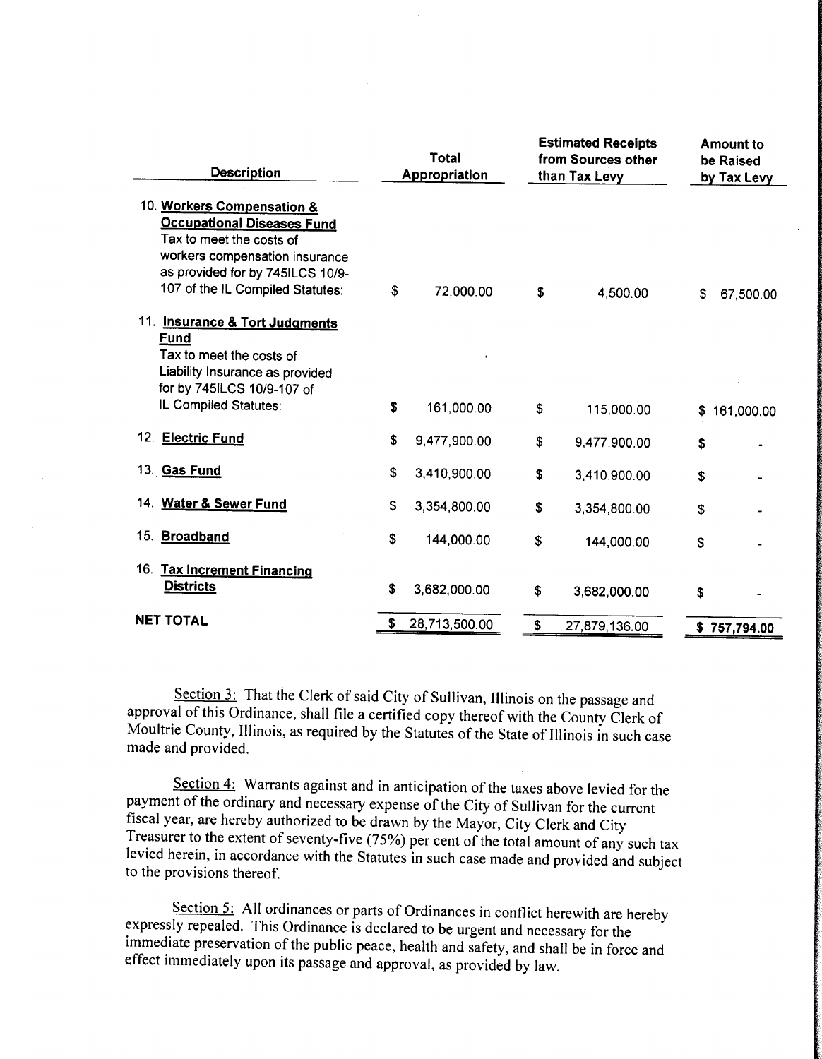| Description | Total Appropriation | Estimated Receipts from Sources other than Tax Levy | Amount to be Raised by Tax Levy |
|---|---|---|---|
| 10. **Workers Compensation & Occupational Diseases Fund** Tax to meet the costs of workers compensation insurance as provided for by 745ILCS 10/9-107 of the IL Compiled Statutes: | $ 72,000.00 | $ 4,500.00 | $ 67,500.00 |
| 11. **Insurance & Tort Judgments Fund** Tax to meet the costs of Liability Insurance as provided for by 745ILCS 10/9-107 of IL Compiled Statutes: | $ 161,000.00 | $ 115,000.00 | $ 161,000.00 |
| 12. **Electric Fund** | $ 9,477,900.00 | $ 9,477,900.00 | $ - |
| 13. **Gas Fund** | $ 3,410,900.00 | $ 3,410,900.00 | $ - |
| 14. **Water & Sewer Fund** | $ 3,354,800.00 | $ 3,354,800.00 | $ - |
| 15. **Broadband** | $ 144,000.00 | $ 144,000.00 | $ - |
| 16. **Tax Increment Financing Districts** | $ 3,682,000.00 | $ 3,682,000.00 | $ - |
| **NET TOTAL** | $ 28,713,500.00 | $ 27,879,136.00 | **$ 757,794.00** |

Section 3: That the Clerk of said City of Sullivan, Illinois on the passage and approval of this Ordinance, shall file a certified copy thereof with the County Clerk of Moultrie County, Illinois, as required by the Statutes of the State of Illinois in such case made and provided.

Section 4: Warrants against and in anticipation of the taxes above levied for the payment of the ordinary and necessary expense of the City of Sullivan for the current fiscal year, are hereby authorized to be drawn by the Mayor, City Clerk and City Treasurer to the extent of seventy-five (75%) per cent of the total amount of any such tax levied herein, in accordance with the Statutes in such case made and provided and subject to the provisions thereof.

Section 5: All ordinances or parts of Ordinances in conflict herewith are hereby expressly repealed. This Ordinance is declared to be urgent and necessary for the immediate preservation of the public peace, health and safety, and shall be in force and effect immediately upon its passage and approval, as provided by law.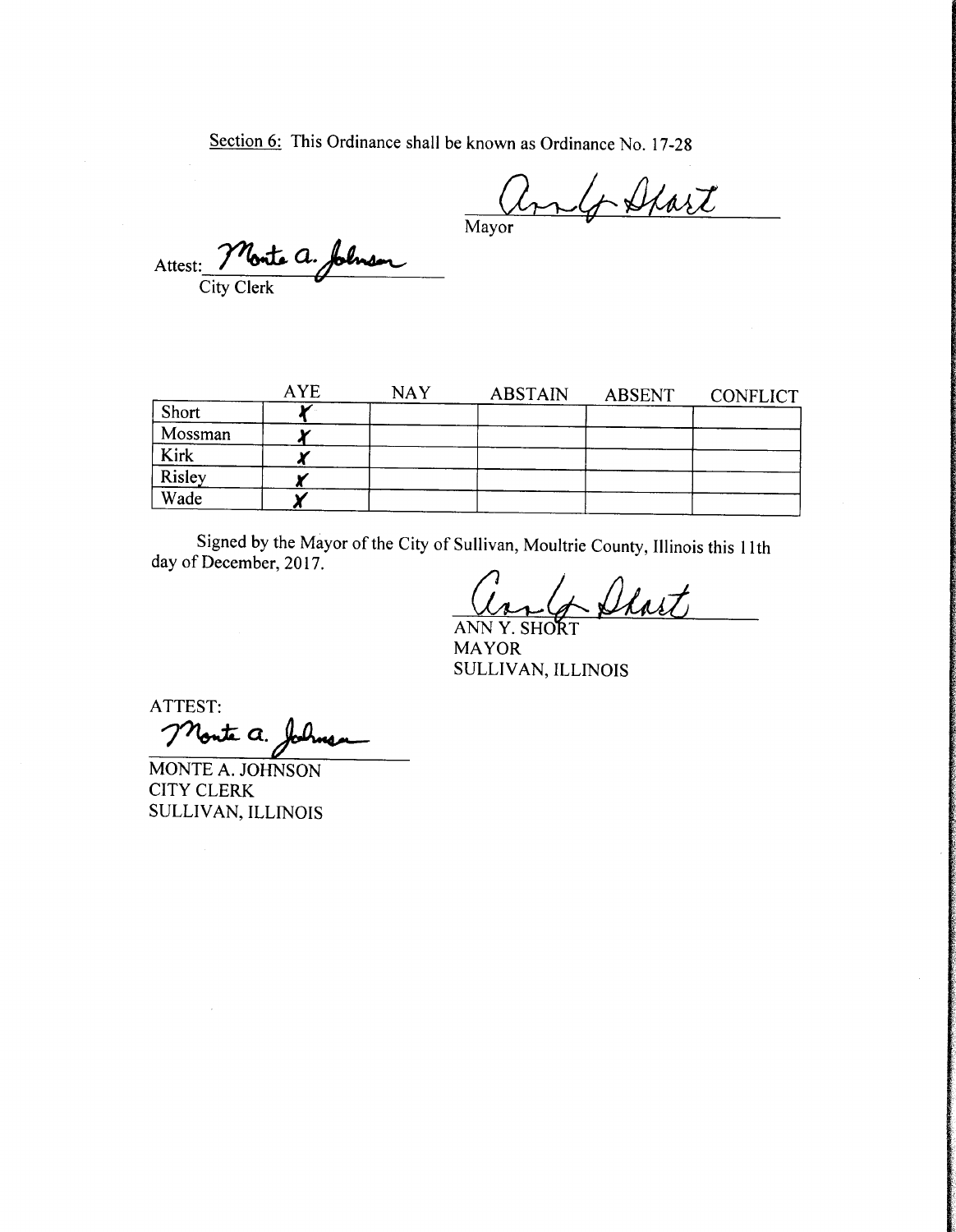<u>Section 6:</u> This Ordinance shall be known as Ordinance No. 17-28

Ann Y. Short
Mayor

Attest: Monte A. Johnson
City Clerk

| | AYE | NAY | ABSTAIN | ABSENT | CONFLICT |
|---|---|---|---|---|---|
| Short | X | | | | |
| Mossman | X | | | | |
| Kirk | X | | | | |
| Risley | X | | | | |
| Wade | X | | | | |

Signed by the Mayor of the City of Sullivan, Moultrie County, Illinois this 11th day of December, 2017.

Ann Y. Short
ANN Y. SHORT
MAYOR
SULLIVAN, ILLINOIS

ATTEST:
Monte A. Johnson
MONTE A. JOHNSON
CITY CLERK
SULLIVAN, ILLINOIS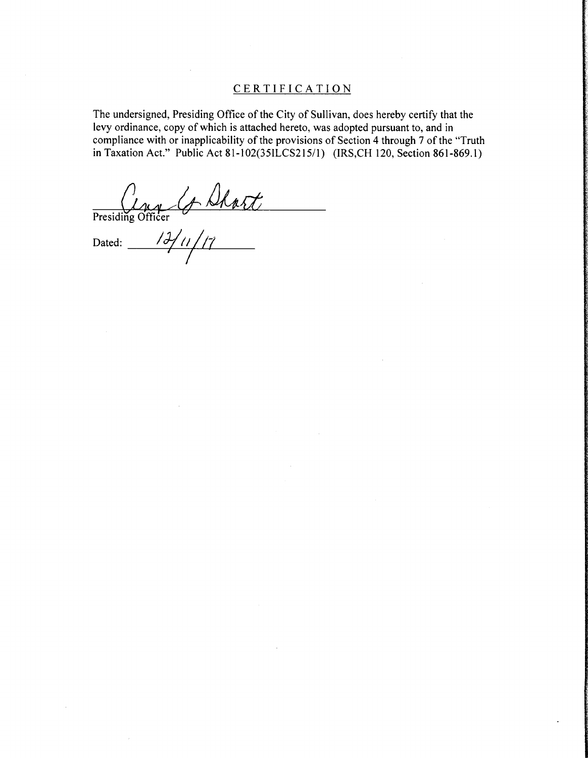## CERTIFICATION

The undersigned, Presiding Office of the City of Sullivan, does hereby certify that the levy ordinance, copy of which is attached hereto, was adopted pursuant to, and in compliance with or inapplicability of the provisions of Section 4 through 7 of the "Truth in Taxation Act." Public Act 81-102(35ILCS215/1) (IRS,CH 120, Section 861-869.1)

Ann G. Short
Presiding Officer

Dated: 12/11/17